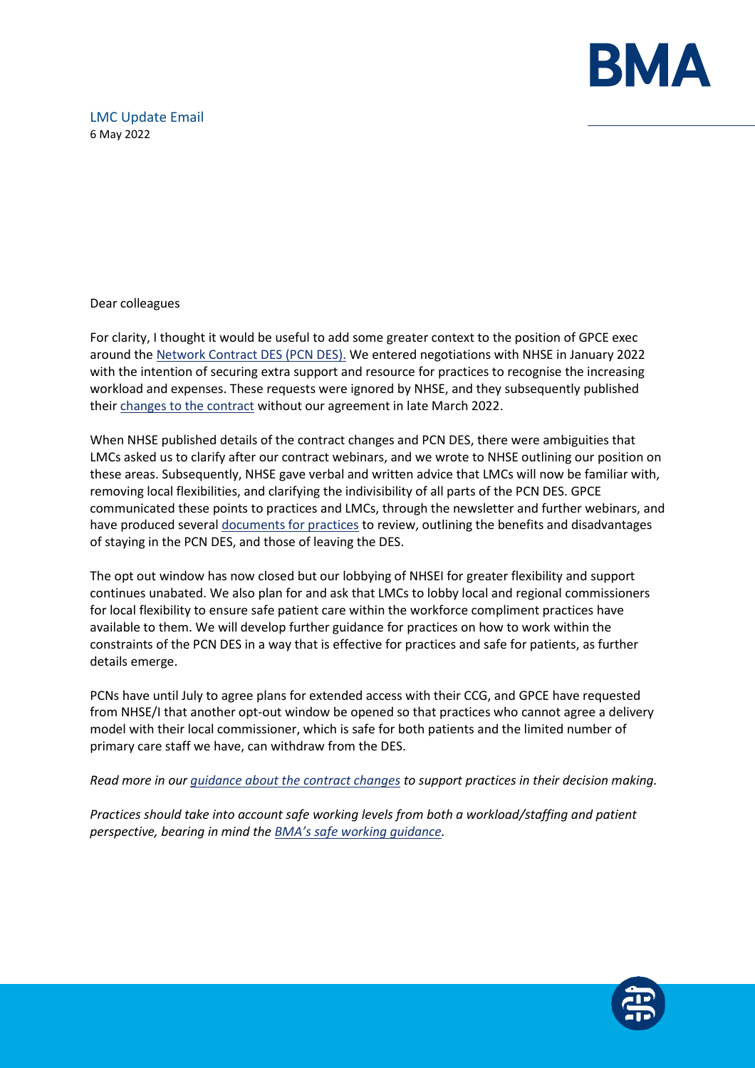LMC Update Email
6 May 2022

Dear colleagues

For clarity, I thought it would be useful to add some greater context to the position of GPCE exec around the [Network Contract DES (PCN DES).](#) We entered negotiations with NHSE in January 2022 with the intention of securing extra support and resource for practices to recognise the increasing workload and expenses. These requests were ignored by NHSE, and they subsequently published their [changes to the contract](#) without our agreement in late March 2022.

When NHSE published details of the contract changes and PCN DES, there were ambiguities that LMCs asked us to clarify after our contract webinars, and we wrote to NHSE outlining our position on these areas. Subsequently, NHSE gave verbal and written advice that LMCs will now be familiar with, removing local flexibilities, and clarifying the indivisibility of all parts of the PCN DES. GPCE communicated these points to practices and LMCs, through the newsletter and further webinars, and have produced several [documents for practices](#) to review, outlining the benefits and disadvantages of staying in the PCN DES, and those of leaving the DES.

The opt out window has now closed but our lobbying of NHSEI for greater flexibility and support continues unabated. We also plan for and ask that LMCs to lobby local and regional commissioners for local flexibility to ensure safe patient care within the workforce compliment practices have available to them. We will develop further guidance for practices on how to work within the constraints of the PCN DES in a way that is effective for practices and safe for patients, as further details emerge.

PCNs have until July to agree plans for extended access with their CCG, and GPCE have requested from NHSE/I that another opt-out window be opened so that practices who cannot agree a delivery model with their local commissioner, which is safe for both patients and the limited number of primary care staff we have, can withdraw from the DES.

*Read more in our [guidance about the contract changes](#) to support practices in their decision making.*

*Practices should take into account safe working levels from both a workload/staffing and patient perspective, bearing in mind the [BMA's safe working guidance](#).*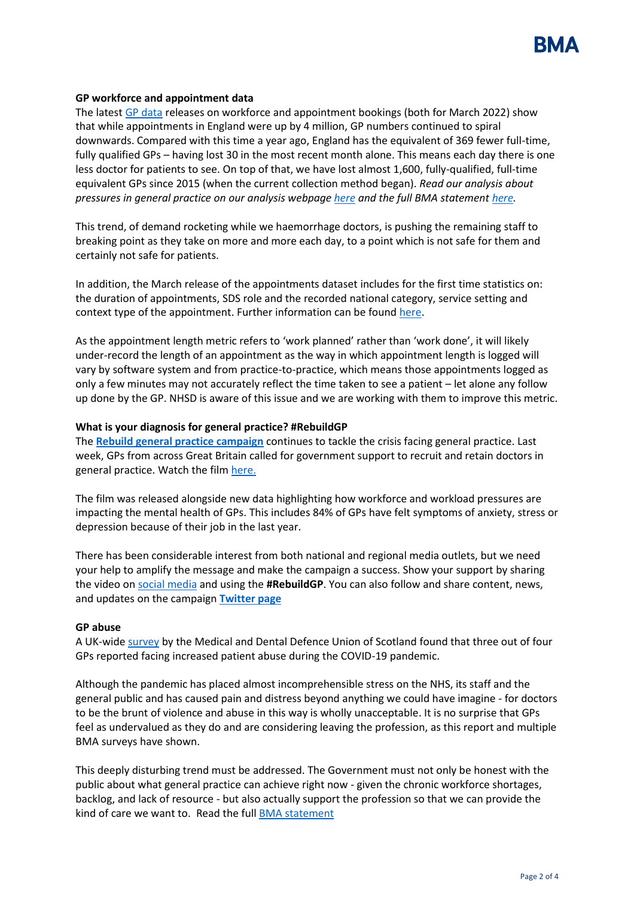**GP workforce and appointment data**

The latest GP data releases on workforce and appointment bookings (both for March 2022) show that while appointments in England were up by 4 million, GP numbers continued to spiral downwards. Compared with this time a year ago, England has the equivalent of 369 fewer full-time, fully qualified GPs – having lost 30 in the most recent month alone. This means each day there is one less doctor for patients to see. On top of that, we have lost almost 1,600, fully-qualified, full-time equivalent GPs since 2015 (when the current collection method began). *Read our analysis about pressures in general practice on our analysis webpage here and the full BMA statement here.*

This trend, of demand rocketing while we haemorrhage doctors, is pushing the remaining staff to breaking point as they take on more and more each day, to a point which is not safe for them and certainly not safe for patients.

In addition, the March release of the appointments dataset includes for the first time statistics on: the duration of appointments, SDS role and the recorded national category, service setting and context type of the appointment. Further information can be found here.

As the appointment length metric refers to 'work planned' rather than 'work done', it will likely under-record the length of an appointment as the way in which appointment length is logged will vary by software system and from practice-to-practice, which means those appointments logged as only a few minutes may not accurately reflect the time taken to see a patient – let alone any follow up done by the GP. NHSD is aware of this issue and we are working with them to improve this metric.

**What is your diagnosis for general practice? #RebuildGP**

The **Rebuild general practice campaign** continues to tackle the crisis facing general practice. Last week, GPs from across Great Britain called for government support to recruit and retain doctors in general practice. Watch the film here.

The film was released alongside new data highlighting how workforce and workload pressures are impacting the mental health of GPs. This includes 84% of GPs have felt symptoms of anxiety, stress or depression because of their job in the last year.

There has been considerable interest from both national and regional media outlets, but we need your help to amplify the message and make the campaign a success. Show your support by sharing the video on social media and using the **#RebuildGP**. You can also follow and share content, news, and updates on the campaign **Twitter page**

**GP abuse**

A UK-wide survey by the Medical and Dental Defence Union of Scotland found that three out of four GPs reported facing increased patient abuse during the COVID-19 pandemic.

Although the pandemic has placed almost incomprehensible stress on the NHS, its staff and the general public and has caused pain and distress beyond anything we could have imagine - for doctors to be the brunt of violence and abuse in this way is wholly unacceptable. It is no surprise that GPs feel as undervalued as they do and are considering leaving the profession, as this report and multiple BMA surveys have shown.

This deeply disturbing trend must be addressed. The Government must not only be honest with the public about what general practice can achieve right now - given the chronic workforce shortages, backlog, and lack of resource - but also actually support the profession so that we can provide the kind of care we want to. Read the full BMA statement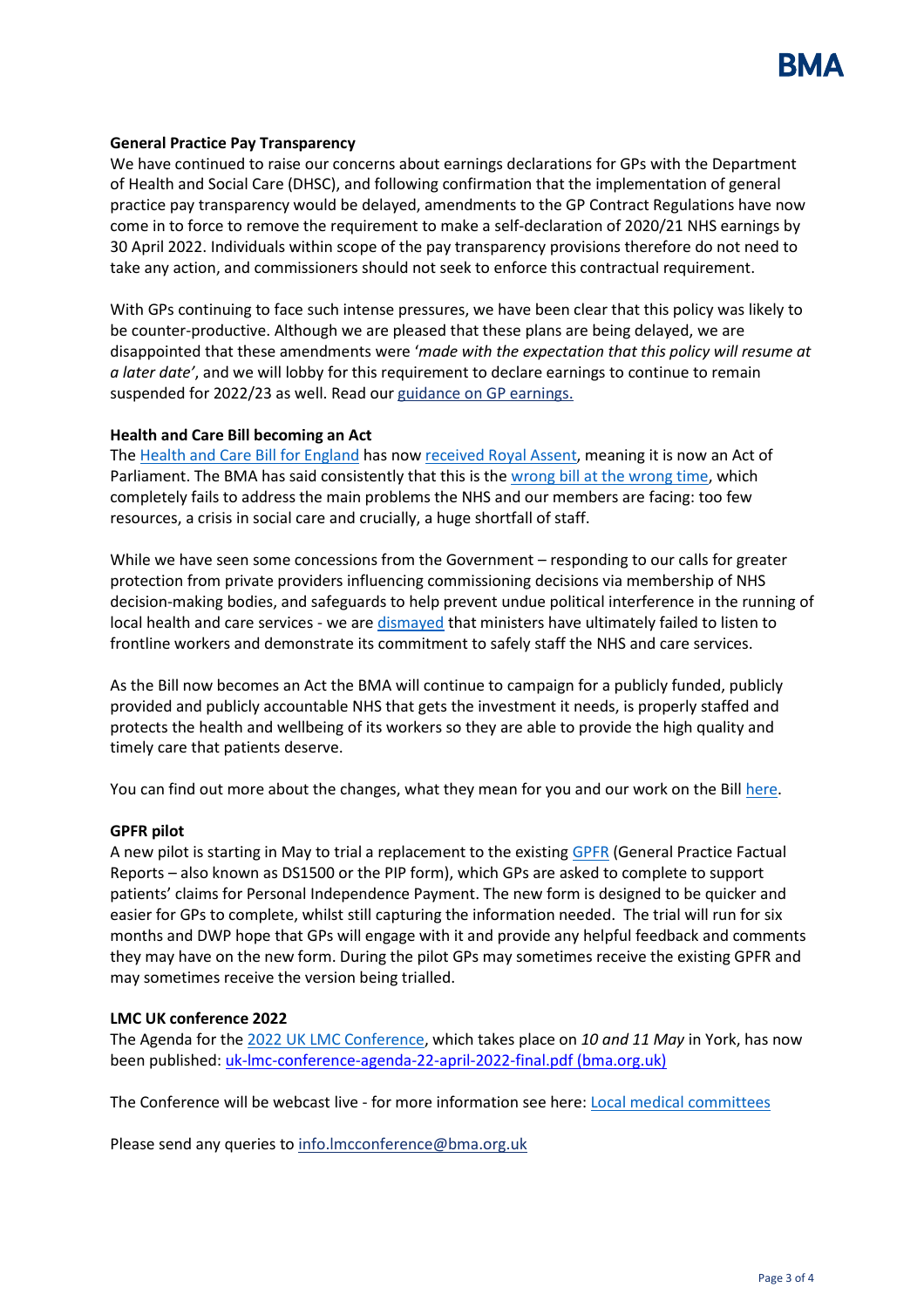**General Practice Pay Transparency**

We have continued to raise our concerns about earnings declarations for GPs with the Department of Health and Social Care (DHSC), and following confirmation that the implementation of general practice pay transparency would be delayed, amendments to the GP Contract Regulations have now come in to force to remove the requirement to make a self-declaration of 2020/21 NHS earnings by 30 April 2022. Individuals within scope of the pay transparency provisions therefore do not need to take any action, and commissioners should not seek to enforce this contractual requirement.

With GPs continuing to face such intense pressures, we have been clear that this policy was likely to be counter-productive. Although we are pleased that these plans are being delayed, we are disappointed that these amendments were '*made with the expectation that this policy will resume at a later date'*, and we will lobby for this requirement to declare earnings to continue to remain suspended for 2022/23 as well. Read our guidance on GP earnings.

**Health and Care Bill becoming an Act**

The Health and Care Bill for England has now received Royal Assent, meaning it is now an Act of Parliament. The BMA has said consistently that this is the wrong bill at the wrong time, which completely fails to address the main problems the NHS and our members are facing: too few resources, a crisis in social care and crucially, a huge shortfall of staff.

While we have seen some concessions from the Government – responding to our calls for greater protection from private providers influencing commissioning decisions via membership of NHS decision-making bodies, and safeguards to help prevent undue political interference in the running of local health and care services - we are dismayed that ministers have ultimately failed to listen to frontline workers and demonstrate its commitment to safely staff the NHS and care services.

As the Bill now becomes an Act the BMA will continue to campaign for a publicly funded, publicly provided and publicly accountable NHS that gets the investment it needs, is properly staffed and protects the health and wellbeing of its workers so they are able to provide the high quality and timely care that patients deserve.

You can find out more about the changes, what they mean for you and our work on the Bill here.

**GPFR pilot**

A new pilot is starting in May to trial a replacement to the existing GPFR (General Practice Factual Reports – also known as DS1500 or the PIP form), which GPs are asked to complete to support patients' claims for Personal Independence Payment. The new form is designed to be quicker and easier for GPs to complete, whilst still capturing the information needed. The trial will run for six months and DWP hope that GPs will engage with it and provide any helpful feedback and comments they may have on the new form. During the pilot GPs may sometimes receive the existing GPFR and may sometimes receive the version being trialled.

**LMC UK conference 2022**

The Agenda for the 2022 UK LMC Conference, which takes place on *10 and 11 May* in York, has now been published: uk-lmc-conference-agenda-22-april-2022-final.pdf (bma.org.uk)

The Conference will be webcast live - for more information see here: Local medical committees

Please send any queries to info.lmcconference@bma.org.uk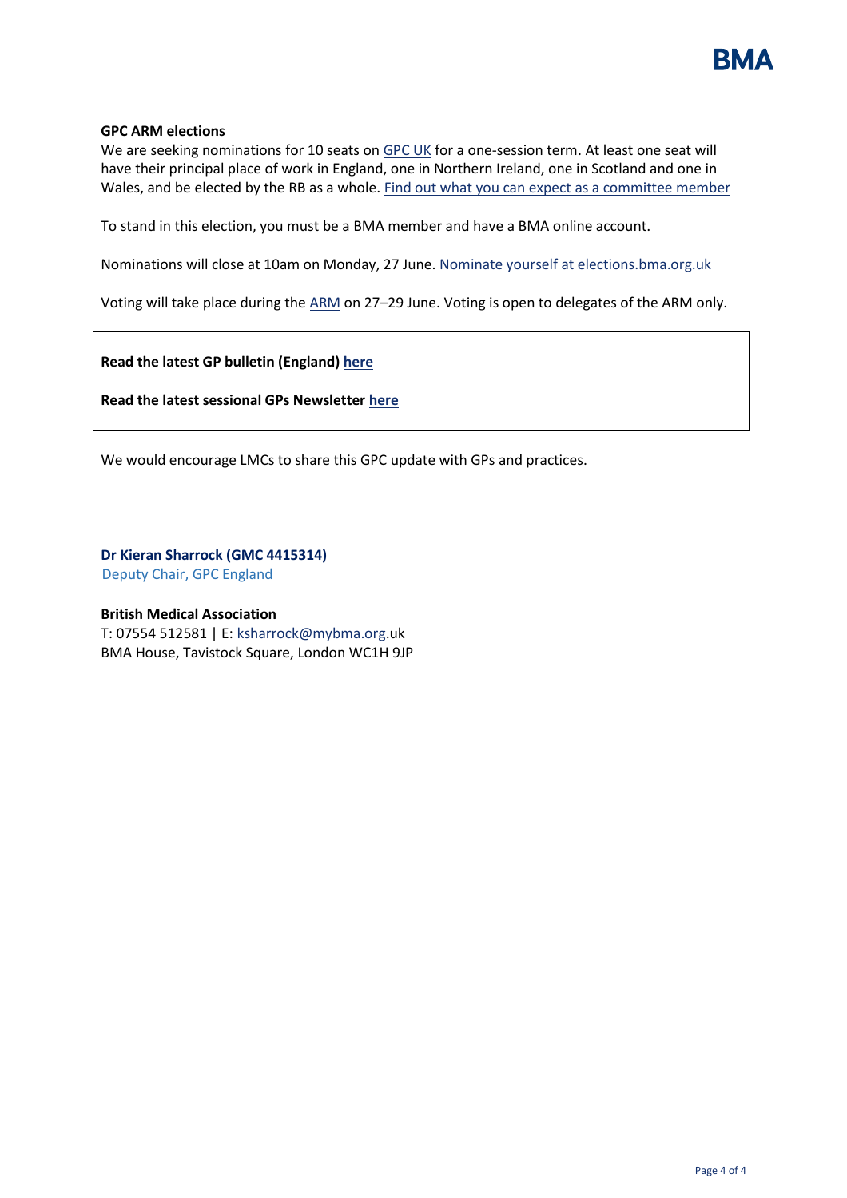**GPC ARM elections**

We are seeking nominations for 10 seats on GPC UK for a one-session term. At least one seat will have their principal place of work in England, one in Northern Ireland, one in Scotland and one in Wales, and be elected by the RB as a whole. Find out what you can expect as a committee member

To stand in this election, you must be a BMA member and have a BMA online account.

Nominations will close at 10am on Monday, 27 June. Nominate yourself at elections.bma.org.uk

Voting will take place during the ARM on 27–29 June. Voting is open to delegates of the ARM only.

**Read the latest GP bulletin (England) here**

**Read the latest sessional GPs Newsletter here**

We would encourage LMCs to share this GPC update with GPs and practices.

**Dr Kieran Sharrock (GMC 4415314)**
Deputy Chair, GPC England

**British Medical Association**
T: 07554 512581 | E: ksharrock@mybma.org.uk
BMA House, Tavistock Square, London WC1H 9JP